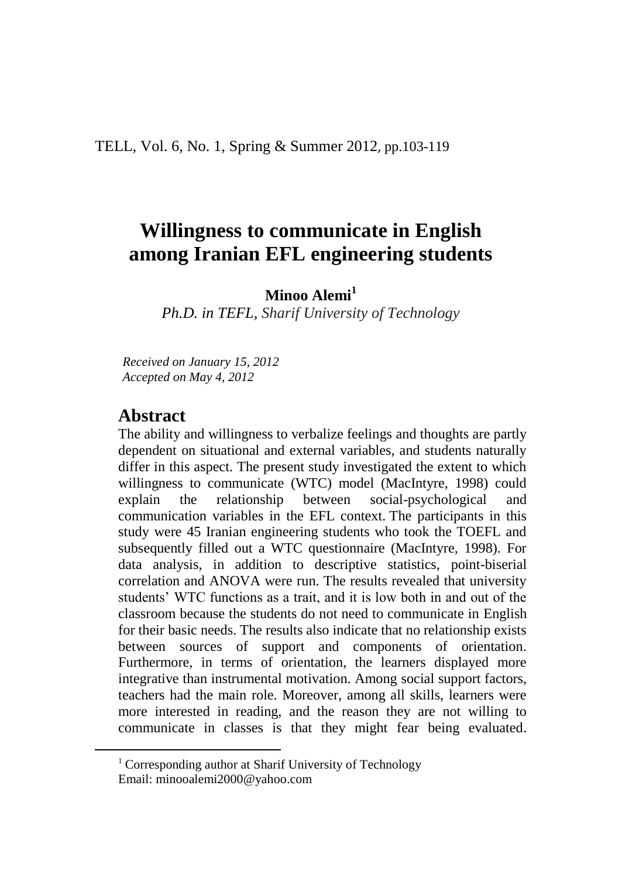# Willingness to communicate in English among Iranian EFL engineering students

**Minoo Alemi**[1]

*Ph.D. in TEFL, Sharif University of Technology*

*Received on January 15, 2012*
*Accepted on May 4, 2012*

## Abstract

The ability and willingness to verbalize feelings and thoughts are partly dependent on situational and external variables, and students naturally differ in this aspect. The present study investigated the extent to which willingness to communicate (WTC) model (MacIntyre, 1998) could explain the relationship between social-psychological and communication variables in the EFL context. The participants in this study were 45 Iranian engineering students who took the TOEFL and subsequently filled out a WTC questionnaire (MacIntyre, 1998). For data analysis, in addition to descriptive statistics, point-biserial correlation and ANOVA were run. The results revealed that university students' WTC functions as a trait, and it is low both in and out of the classroom because the students do not need to communicate in English for their basic needs. The results also indicate that no relationship exists between sources of support and components of orientation. Furthermore, in terms of orientation, the learners displayed more integrative than instrumental motivation. Among social support factors, teachers had the main role. Moreover, among all skills, learners were more interested in reading, and the reason they are not willing to communicate in classes is that they might fear being evaluated.

---

[1] Corresponding author at Sharif University of Technology
Email: minooalemi2000@yahoo.com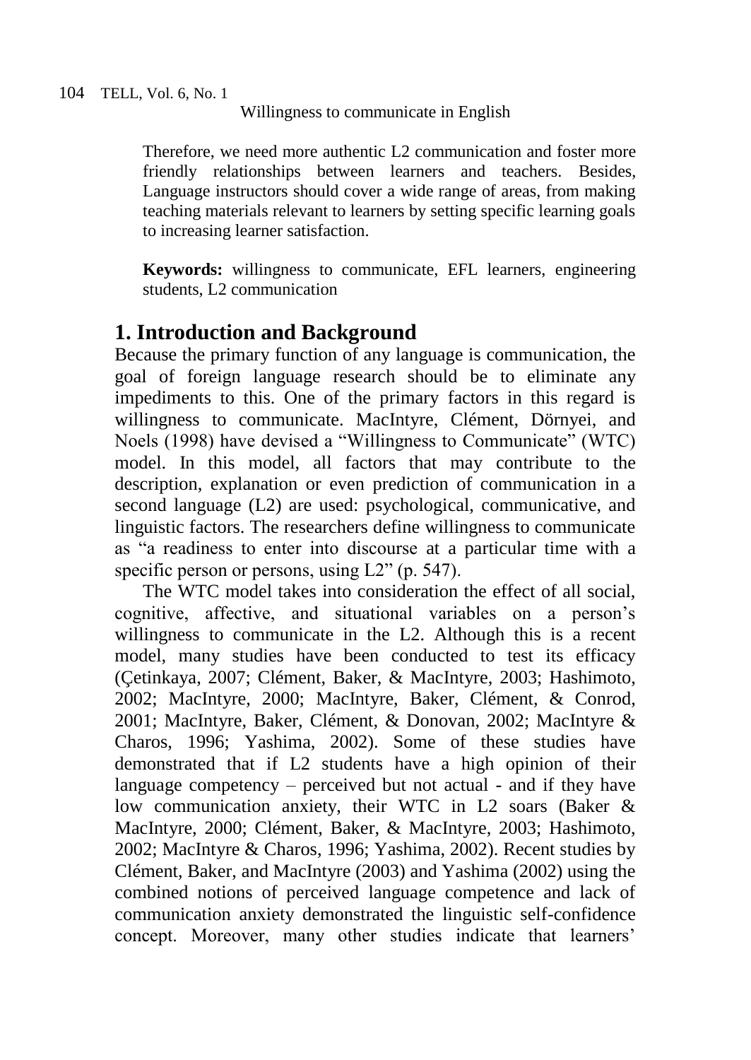Therefore, we need more authentic L2 communication and foster more friendly relationships between learners and teachers. Besides, Language instructors should cover a wide range of areas, from making teaching materials relevant to learners by setting specific learning goals to increasing learner satisfaction.

**Keywords:** willingness to communicate, EFL learners, engineering students, L2 communication

## 1. Introduction and Background

Because the primary function of any language is communication, the goal of foreign language research should be to eliminate any impediments to this. One of the primary factors in this regard is willingness to communicate. MacIntyre, Clément, Dörnyei, and Noels (1998) have devised a "Willingness to Communicate" (WTC) model. In this model, all factors that may contribute to the description, explanation or even prediction of communication in a second language (L2) are used: psychological, communicative, and linguistic factors. The researchers define willingness to communicate as "a readiness to enter into discourse at a particular time with a specific person or persons, using L2" (p. 547).

The WTC model takes into consideration the effect of all social, cognitive, affective, and situational variables on a person's willingness to communicate in the L2. Although this is a recent model, many studies have been conducted to test its efficacy (Çetinkaya, 2007; Clément, Baker, & MacIntyre, 2003; Hashimoto, 2002; MacIntyre, 2000; MacIntyre, Baker, Clément, & Conrod, 2001; MacIntyre, Baker, Clément, & Donovan, 2002; MacIntyre & Charos, 1996; Yashima, 2002). Some of these studies have demonstrated that if L2 students have a high opinion of their language competency – perceived but not actual - and if they have low communication anxiety, their WTC in L2 soars (Baker & MacIntyre, 2000; Clément, Baker, & MacIntyre, 2003; Hashimoto, 2002; MacIntyre & Charos, 1996; Yashima, 2002). Recent studies by Clément, Baker, and MacIntyre (2003) and Yashima (2002) using the combined notions of perceived language competence and lack of communication anxiety demonstrated the linguistic self-confidence concept. Moreover, many other studies indicate that learners'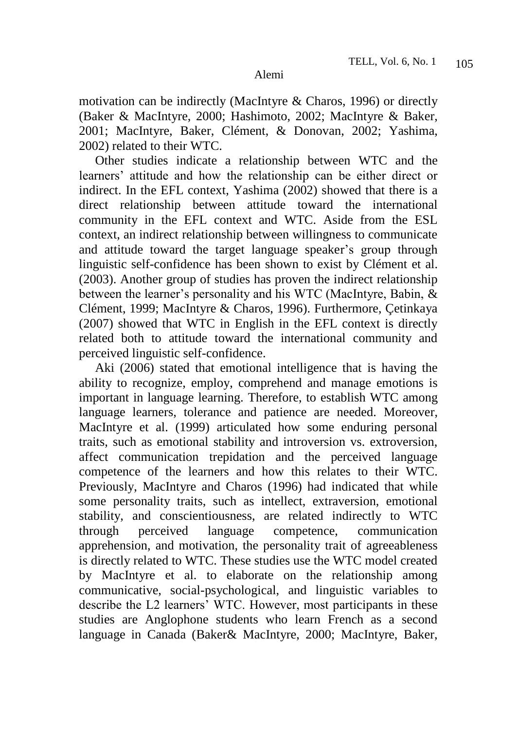motivation can be indirectly (MacIntyre & Charos, 1996) or directly (Baker & MacIntyre, 2000; Hashimoto, 2002; MacIntyre & Baker, 2001; MacIntyre, Baker, Clément, & Donovan, 2002; Yashima, 2002) related to their WTC.

Other studies indicate a relationship between WTC and the learners' attitude and how the relationship can be either direct or indirect. In the EFL context, Yashima (2002) showed that there is a direct relationship between attitude toward the international community in the EFL context and WTC. Aside from the ESL context, an indirect relationship between willingness to communicate and attitude toward the target language speaker's group through linguistic self-confidence has been shown to exist by Clément et al. (2003). Another group of studies has proven the indirect relationship between the learner's personality and his WTC (MacIntyre, Babin, & Clément, 1999; MacIntyre & Charos, 1996). Furthermore, Çetinkaya (2007) showed that WTC in English in the EFL context is directly related both to attitude toward the international community and perceived linguistic self-confidence.

Aki (2006) stated that emotional intelligence that is having the ability to recognize, employ, comprehend and manage emotions is important in language learning. Therefore, to establish WTC among language learners, tolerance and patience are needed. Moreover, MacIntyre et al. (1999) articulated how some enduring personal traits, such as emotional stability and introversion vs. extroversion, affect communication trepidation and the perceived language competence of the learners and how this relates to their WTC. Previously, MacIntyre and Charos (1996) had indicated that while some personality traits, such as intellect, extraversion, emotional stability, and conscientiousness, are related indirectly to WTC through perceived language competence, communication apprehension, and motivation, the personality trait of agreeableness is directly related to WTC. These studies use the WTC model created by MacIntyre et al. to elaborate on the relationship among communicative, social-psychological, and linguistic variables to describe the L2 learners' WTC. However, most participants in these studies are Anglophone students who learn French as a second language in Canada (Baker& MacIntyre, 2000; MacIntyre, Baker,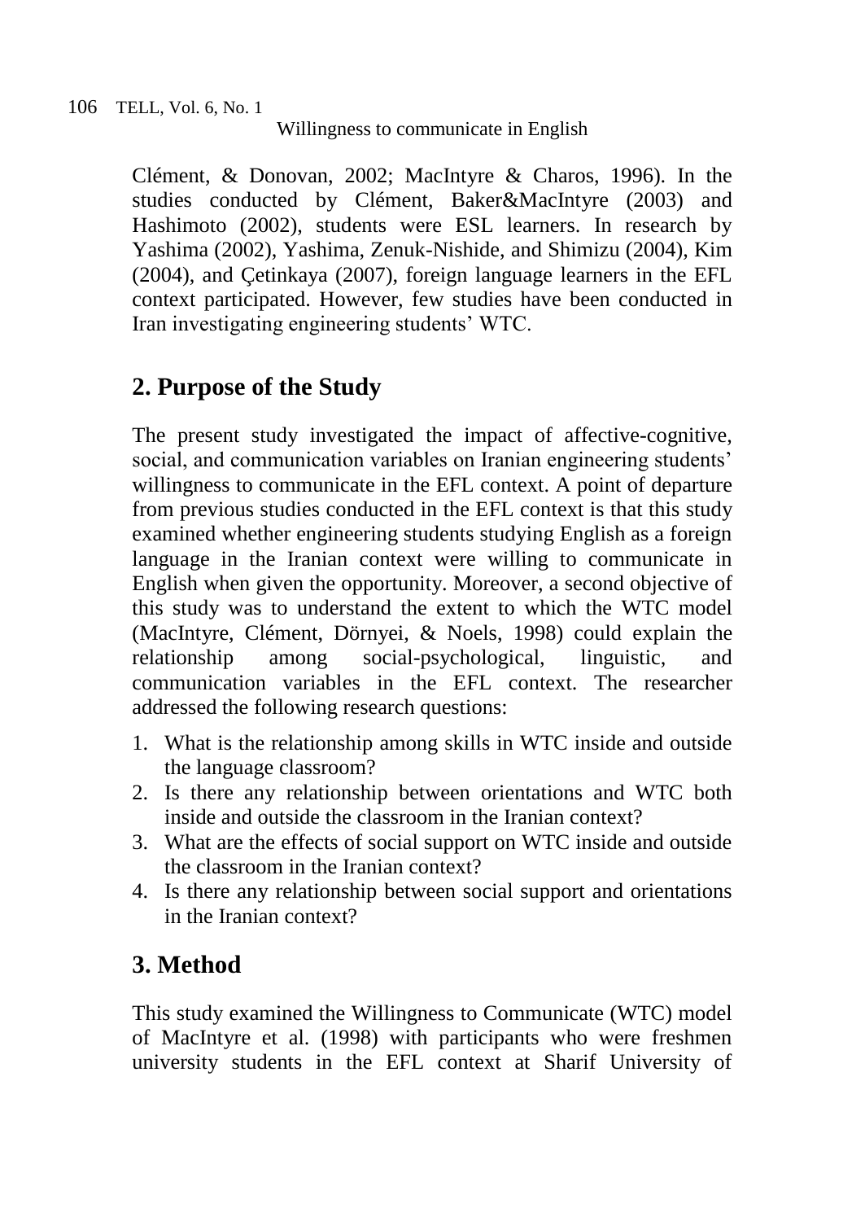Clément, & Donovan, 2002; MacIntyre & Charos, 1996). In the studies conducted by Clément, Baker&MacIntyre (2003) and Hashimoto (2002), students were ESL learners. In research by Yashima (2002), Yashima, Zenuk-Nishide, and Shimizu (2004), Kim (2004), and Çetinkaya (2007), foreign language learners in the EFL context participated. However, few studies have been conducted in Iran investigating engineering students' WTC.

## 2. Purpose of the Study

The present study investigated the impact of affective-cognitive, social, and communication variables on Iranian engineering students' willingness to communicate in the EFL context. A point of departure from previous studies conducted in the EFL context is that this study examined whether engineering students studying English as a foreign language in the Iranian context were willing to communicate in English when given the opportunity. Moreover, a second objective of this study was to understand the extent to which the WTC model (MacIntyre, Clément, Dörnyei, & Noels, 1998) could explain the relationship among social-psychological, linguistic, and communication variables in the EFL context. The researcher addressed the following research questions:

1. What is the relationship among skills in WTC inside and outside the language classroom?
2. Is there any relationship between orientations and WTC both inside and outside the classroom in the Iranian context?
3. What are the effects of social support on WTC inside and outside the classroom in the Iranian context?
4. Is there any relationship between social support and orientations in the Iranian context?

## 3. Method

This study examined the Willingness to Communicate (WTC) model of MacIntyre et al. (1998) with participants who were freshmen university students in the EFL context at Sharif University of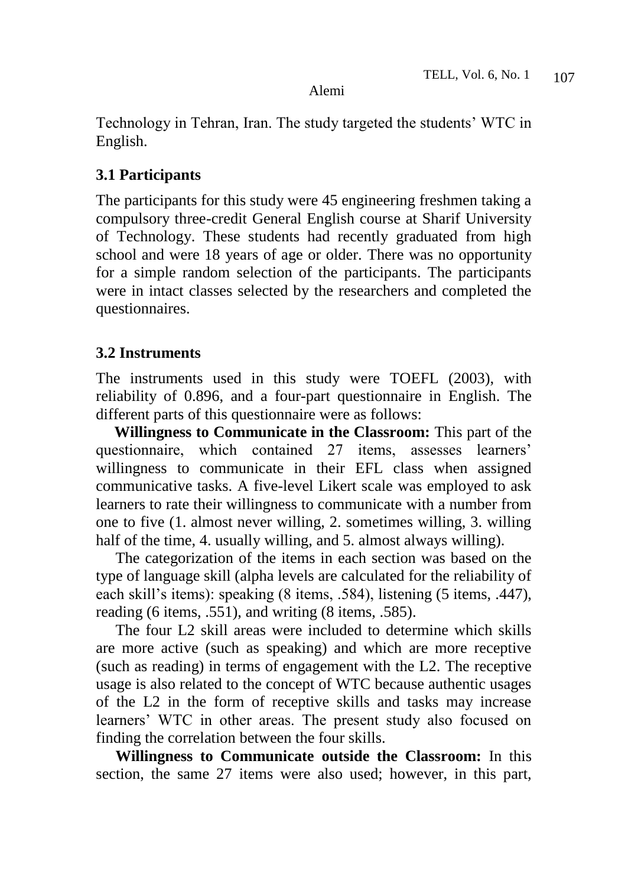Technology in Tehran, Iran. The study targeted the students' WTC in English.

### 3.1 Participants

The participants for this study were 45 engineering freshmen taking a compulsory three-credit General English course at Sharif University of Technology. These students had recently graduated from high school and were 18 years of age or older. There was no opportunity for a simple random selection of the participants. The participants were in intact classes selected by the researchers and completed the questionnaires.

### 3.2 Instruments

The instruments used in this study were TOEFL (2003), with reliability of 0.896, and a four-part questionnaire in English. The different parts of this questionnaire were as follows:

**Willingness to Communicate in the Classroom:** This part of the questionnaire, which contained 27 items, assesses learners' willingness to communicate in their EFL class when assigned communicative tasks. A five-level Likert scale was employed to ask learners to rate their willingness to communicate with a number from one to five (1. almost never willing, 2. sometimes willing, 3. willing half of the time, 4. usually willing, and 5. almost always willing).

The categorization of the items in each section was based on the type of language skill (alpha levels are calculated for the reliability of each skill's items): speaking (8 items, .584), listening (5 items, .447), reading (6 items, .551), and writing (8 items, .585).

The four L2 skill areas were included to determine which skills are more active (such as speaking) and which are more receptive (such as reading) in terms of engagement with the L2. The receptive usage is also related to the concept of WTC because authentic usages of the L2 in the form of receptive skills and tasks may increase learners' WTC in other areas. The present study also focused on finding the correlation between the four skills.

**Willingness to Communicate outside the Classroom:** In this section, the same 27 items were also used; however, in this part,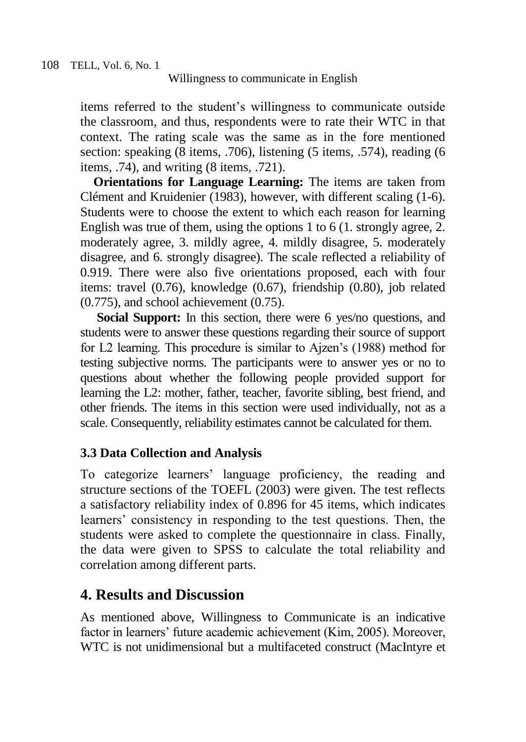items referred to the student's willingness to communicate outside the classroom, and thus, respondents were to rate their WTC in that context. The rating scale was the same as in the fore mentioned section: speaking (8 items, .706), listening (5 items, .574), reading (6 items, .74), and writing (8 items, .721).

**Orientations for Language Learning:** The items are taken from Clément and Kruidenier (1983), however, with different scaling (1-6). Students were to choose the extent to which each reason for learning English was true of them, using the options 1 to 6 (1. strongly agree, 2. moderately agree, 3. mildly agree, 4. mildly disagree, 5. moderately disagree, and 6. strongly disagree). The scale reflected a reliability of 0.919. There were also five orientations proposed, each with four items: travel (0.76), knowledge (0.67), friendship (0.80), job related (0.775), and school achievement (0.75).

**Social Support:** In this section, there were 6 yes/no questions, and students were to answer these questions regarding their source of support for L2 learning. This procedure is similar to Ajzen's (1988) method for testing subjective norms. The participants were to answer yes or no to questions about whether the following people provided support for learning the L2: mother, father, teacher, favorite sibling, best friend, and other friends. The items in this section were used individually, not as a scale. Consequently, reliability estimates cannot be calculated for them.

### 3.3 Data Collection and Analysis

To categorize learners' language proficiency, the reading and structure sections of the TOEFL (2003) were given. The test reflects a satisfactory reliability index of 0.896 for 45 items, which indicates learners' consistency in responding to the test questions. Then, the students were asked to complete the questionnaire in class. Finally, the data were given to SPSS to calculate the total reliability and correlation among different parts.

## 4. Results and Discussion

As mentioned above, Willingness to Communicate is an indicative factor in learners' future academic achievement (Kim, 2005). Moreover, WTC is not unidimensional but a multifaceted construct (MacIntyre et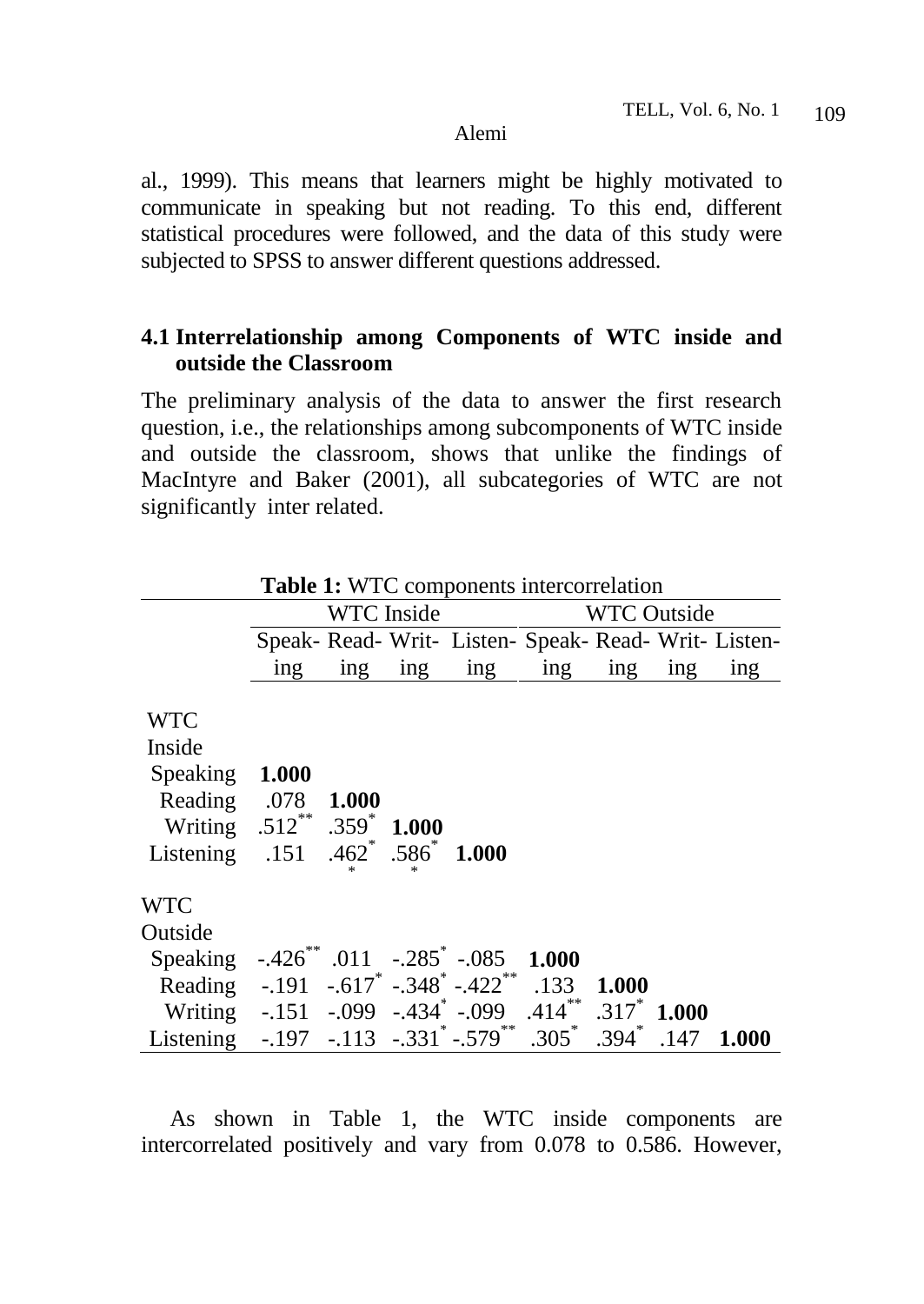al., 1999). This means that learners might be highly motivated to communicate in speaking but not reading. To this end, different statistical procedures were followed, and the data of this study were subjected to SPSS to answer different questions addressed.

### 4.1 Interrelationship among Components of WTC inside and outside the Classroom

The preliminary analysis of the data to answer the first research question, i.e., the relationships among subcomponents of WTC inside and outside the classroom, shows that unlike the findings of MacIntyre and Baker (2001), all subcategories of WTC are not significantly inter related.

**Table 1:** WTC components intercorrelation

| | WTC Inside | | | | WTC Outside | | | |
|---|---|---|---|---|---|---|---|---|
| | Speaking | Reading | Writing | Listening | Speaking | Reading | Writing | Listening |
| **WTC Inside** | | | | | | | | |
| Speaking | **1.000** | | | | | | | |
| Reading | .078 | **1.000** | | | | | | |
| Writing | .512** | .359* | **1.000** | | | | | |
| Listening | .151 | .462** | .586** | **1.000** | | | | |
| **WTC Outside** | | | | | | | | |
| Speaking | -.426** | .011 | -.285* | -.085 | **1.000** | | | |
| Reading | -.191 | -.617* | -.348* | -.422** | .133 | **1.000** | | |
| Writing | -.151 | -.099 | -.434* | -.099 | .414** | .317* | **1.000** | |
| Listening | -.197 | -.113 | -.331* | -.579** | .305* | .394* | .147 | **1.000** |

As shown in Table 1, the WTC inside components are intercorrelated positively and vary from 0.078 to 0.586. However,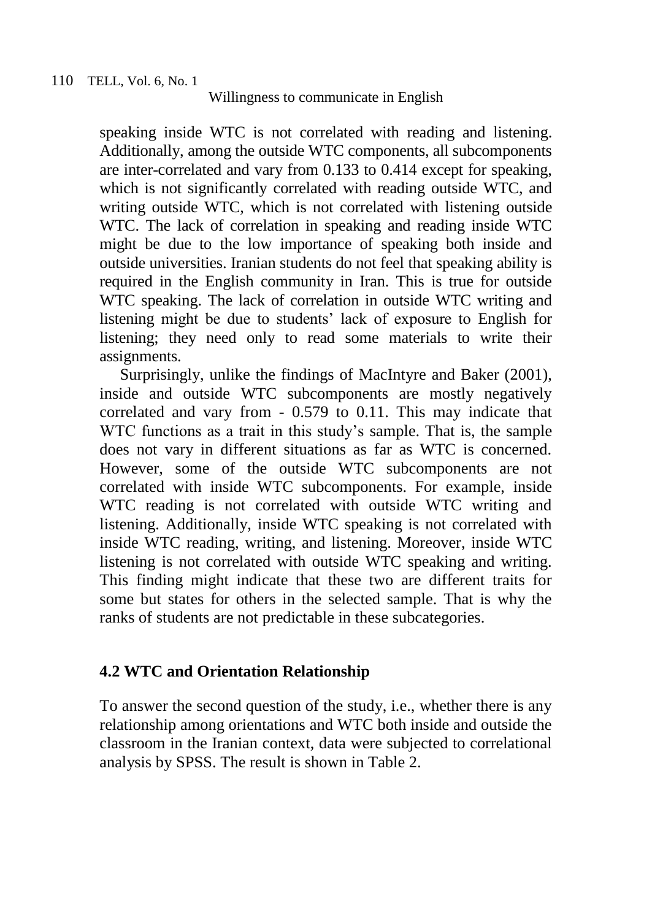speaking inside WTC is not correlated with reading and listening. Additionally, among the outside WTC components, all subcomponents are inter-correlated and vary from 0.133 to 0.414 except for speaking, which is not significantly correlated with reading outside WTC, and writing outside WTC, which is not correlated with listening outside WTC. The lack of correlation in speaking and reading inside WTC might be due to the low importance of speaking both inside and outside universities. Iranian students do not feel that speaking ability is required in the English community in Iran. This is true for outside WTC speaking. The lack of correlation in outside WTC writing and listening might be due to students' lack of exposure to English for listening; they need only to read some materials to write their assignments.

Surprisingly, unlike the findings of MacIntyre and Baker (2001), inside and outside WTC subcomponents are mostly negatively correlated and vary from - 0.579 to 0.11. This may indicate that WTC functions as a trait in this study's sample. That is, the sample does not vary in different situations as far as WTC is concerned. However, some of the outside WTC subcomponents are not correlated with inside WTC subcomponents. For example, inside WTC reading is not correlated with outside WTC writing and listening. Additionally, inside WTC speaking is not correlated with inside WTC reading, writing, and listening. Moreover, inside WTC listening is not correlated with outside WTC speaking and writing. This finding might indicate that these two are different traits for some but states for others in the selected sample. That is why the ranks of students are not predictable in these subcategories.

## 4.2 WTC and Orientation Relationship

To answer the second question of the study, i.e., whether there is any relationship among orientations and WTC both inside and outside the classroom in the Iranian context, data were subjected to correlational analysis by SPSS. The result is shown in Table 2.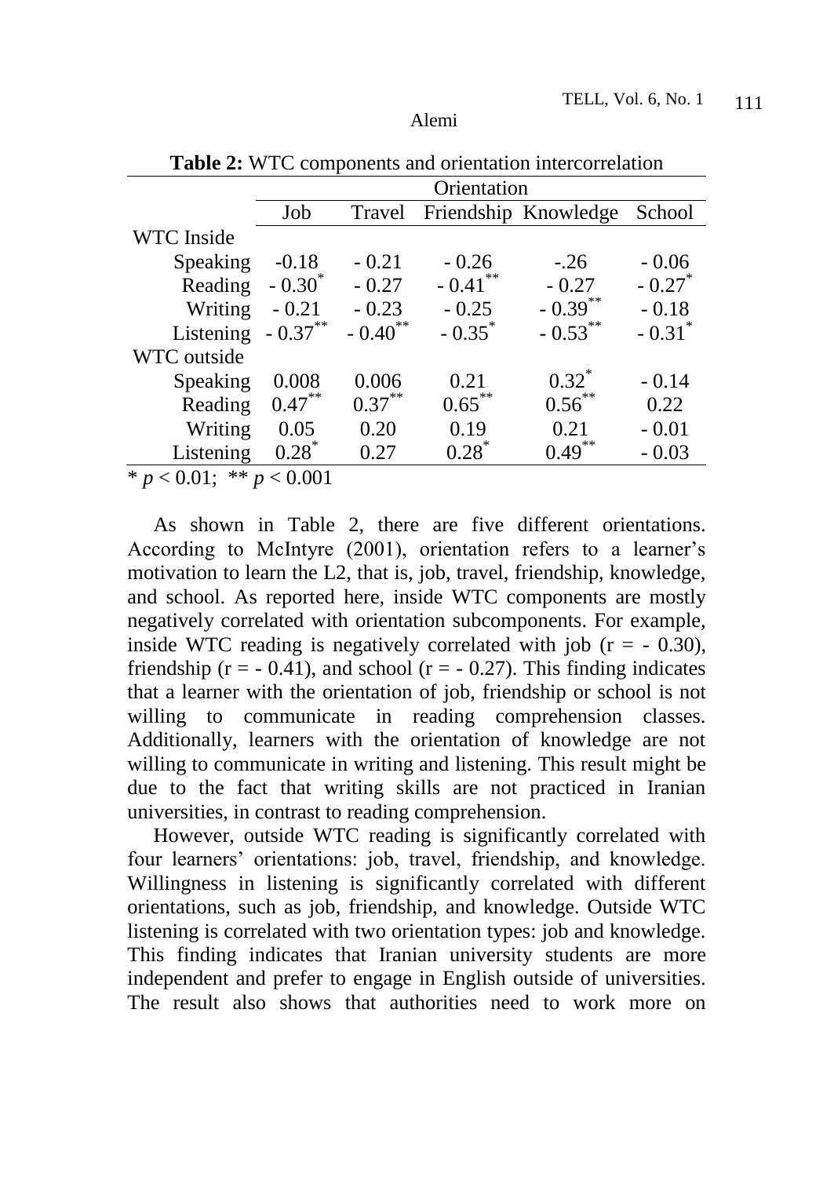**Table 2:** WTC components and orientation intercorrelation

| | Orientation | | | | |
|---|---|---|---|---|---|
| | Job | Travel | Friendship | Knowledge | School |
| WTC Inside | | | | | |
| Speaking | -0.18 | - 0.21 | - 0.26 | -.26 | - 0.06 |
| Reading | - 0.30* | - 0.27 | - 0.41** | - 0.27 | - 0.27* |
| Writing | - 0.21 | - 0.23 | - 0.25 | - 0.39** | - 0.18 |
| Listening | - 0.37** | - 0.40** | - 0.35* | - 0.53** | - 0.31* |
| WTC outside | | | | | |
| Speaking | 0.008 | 0.006 | 0.21 | 0.32* | - 0.14 |
| Reading | 0.47** | 0.37** | 0.65** | 0.56** | 0.22 |
| Writing | 0.05 | 0.20 | 0.19 | 0.21 | - 0.01 |
| Listening | 0.28* | 0.27 | 0.28* | 0.49** | - 0.03 |

* $p < 0.01$; ** $p < 0.001$

As shown in Table 2, there are five different orientations. According to McIntyre (2001), orientation refers to a learner's motivation to learn the L2, that is, job, travel, friendship, knowledge, and school. As reported here, inside WTC components are mostly negatively correlated with orientation subcomponents. For example, inside WTC reading is negatively correlated with job ($r = - 0.30$), friendship ($r = - 0.41$), and school ($r = - 0.27$). This finding indicates that a learner with the orientation of job, friendship or school is not willing to communicate in reading comprehension classes. Additionally, learners with the orientation of knowledge are not willing to communicate in writing and listening. This result might be due to the fact that writing skills are not practiced in Iranian universities, in contrast to reading comprehension.

However, outside WTC reading is significantly correlated with four learners' orientations: job, travel, friendship, and knowledge. Willingness in listening is significantly correlated with different orientations, such as job, friendship, and knowledge. Outside WTC listening is correlated with two orientation types: job and knowledge. This finding indicates that Iranian university students are more independent and prefer to engage in English outside of universities. The result also shows that authorities need to work more on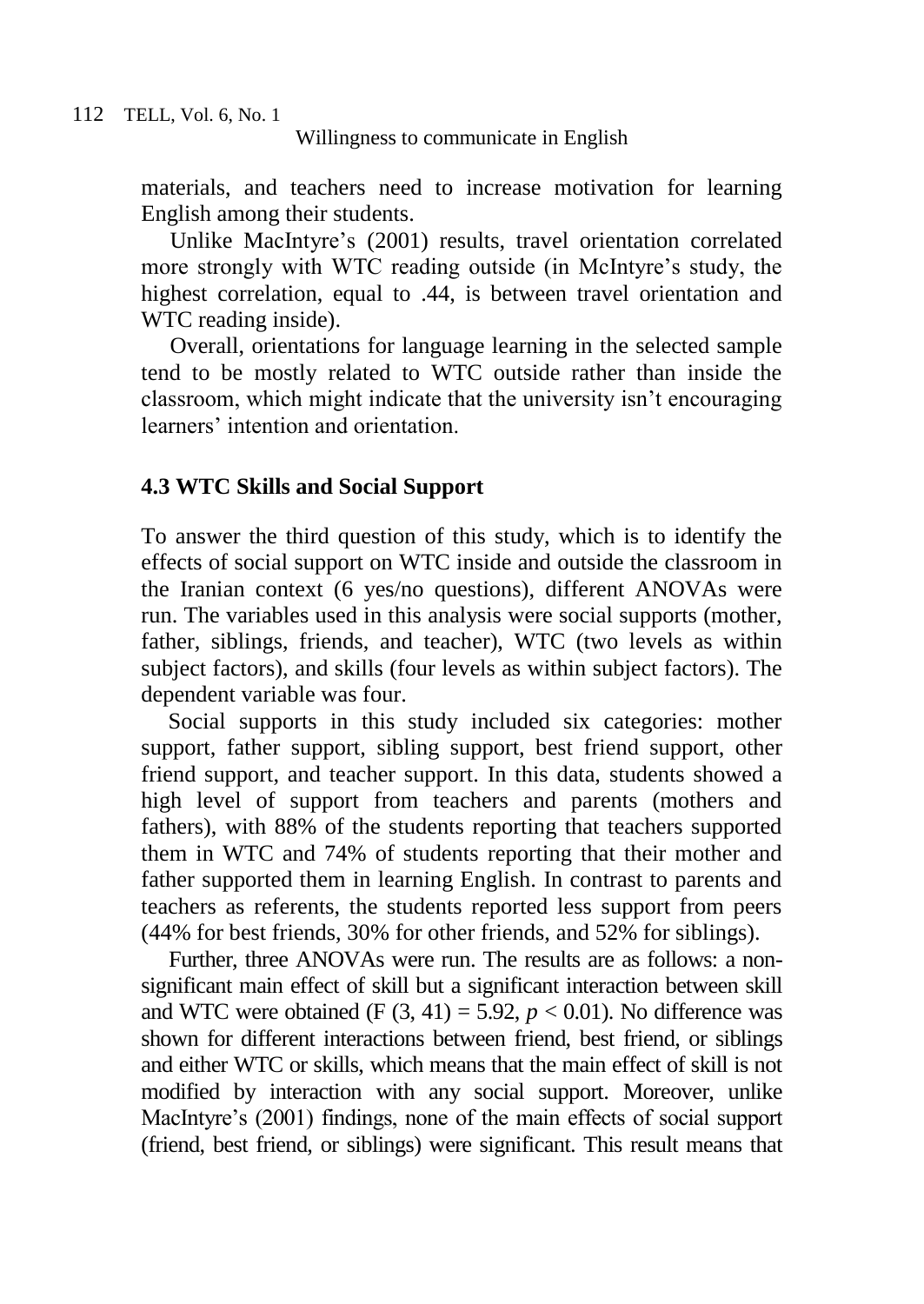materials, and teachers need to increase motivation for learning English among their students.

Unlike MacIntyre's (2001) results, travel orientation correlated more strongly with WTC reading outside (in McIntyre's study, the highest correlation, equal to .44, is between travel orientation and WTC reading inside).

Overall, orientations for language learning in the selected sample tend to be mostly related to WTC outside rather than inside the classroom, which might indicate that the university isn't encouraging learners' intention and orientation.

### 4.3 WTC Skills and Social Support

To answer the third question of this study, which is to identify the effects of social support on WTC inside and outside the classroom in the Iranian context (6 yes/no questions), different ANOVAs were run. The variables used in this analysis were social supports (mother, father, siblings, friends, and teacher), WTC (two levels as within subject factors), and skills (four levels as within subject factors). The dependent variable was four.

Social supports in this study included six categories: mother support, father support, sibling support, best friend support, other friend support, and teacher support. In this data, students showed a high level of support from teachers and parents (mothers and fathers), with 88% of the students reporting that teachers supported them in WTC and 74% of students reporting that their mother and father supported them in learning English. In contrast to parents and teachers as referents, the students reported less support from peers (44% for best friends, 30% for other friends, and 52% for siblings).

Further, three ANOVAs were run. The results are as follows: a non-significant main effect of skill but a significant interaction between skill and WTC were obtained ($F\ (3, 41) = 5.92$, $p < 0.01$). No difference was shown for different interactions between friend, best friend, or siblings and either WTC or skills, which means that the main effect of skill is not modified by interaction with any social support. Moreover, unlike MacIntyre's (2001) findings, none of the main effects of social support (friend, best friend, or siblings) were significant. This result means that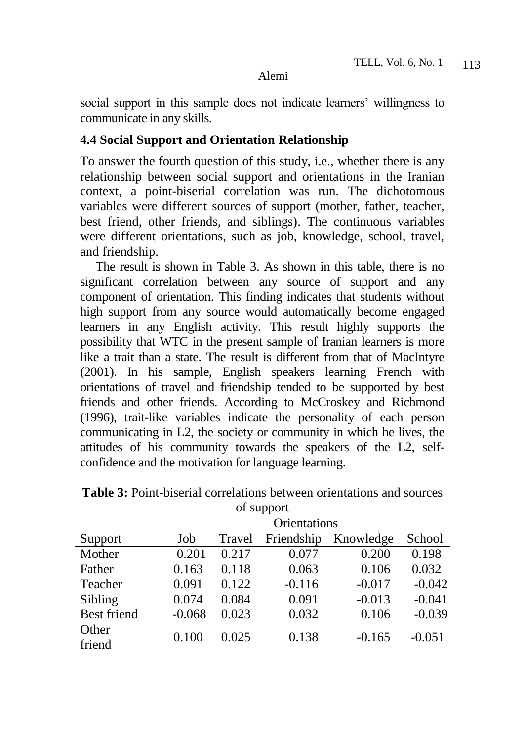social support in this sample does not indicate learners' willingness to communicate in any skills.

### 4.4 Social Support and Orientation Relationship

To answer the fourth question of this study, i.e., whether there is any relationship between social support and orientations in the Iranian context, a point-biserial correlation was run. The dichotomous variables were different sources of support (mother, father, teacher, best friend, other friends, and siblings). The continuous variables were different orientations, such as job, knowledge, school, travel, and friendship.

The result is shown in Table 3. As shown in this table, there is no significant correlation between any source of support and any component of orientation. This finding indicates that students without high support from any source would automatically become engaged learners in any English activity. This result highly supports the possibility that WTC in the present sample of Iranian learners is more like a trait than a state. The result is different from that of MacIntyre (2001). In his sample, English speakers learning French with orientations of travel and friendship tended to be supported by best friends and other friends. According to McCroskey and Richmond (1996), trait-like variables indicate the personality of each person communicating in L2, the society or community in which he lives, the attitudes of his community towards the speakers of the L2, self-confidence and the motivation for language learning.

**Table 3:** Point-biserial correlations between orientations and sources of support

| | Orientations | | | | |
|---|---|---|---|---|---|
| Support | Job | Travel | Friendship | Knowledge | School |
| Mother | 0.201 | 0.217 | 0.077 | 0.200 | 0.198 |
| Father | 0.163 | 0.118 | 0.063 | 0.106 | 0.032 |
| Teacher | 0.091 | 0.122 | -0.116 | -0.017 | -0.042 |
| Sibling | 0.074 | 0.084 | 0.091 | -0.013 | -0.041 |
| Best friend | -0.068 | 0.023 | 0.032 | 0.106 | -0.039 |
| Other friend | 0.100 | 0.025 | 0.138 | -0.165 | -0.051 |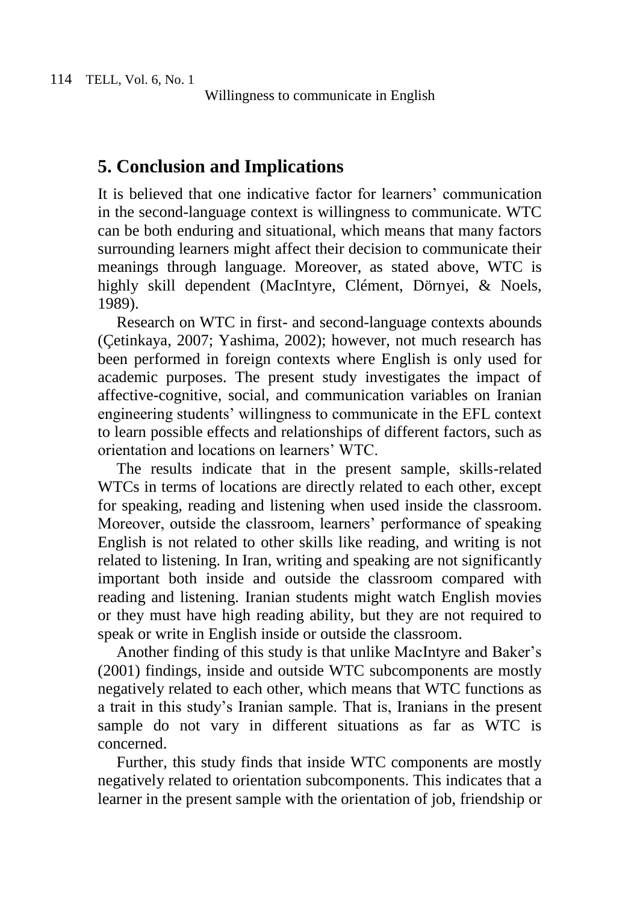## 5. Conclusion and Implications

It is believed that one indicative factor for learners' communication in the second-language context is willingness to communicate. WTC can be both enduring and situational, which means that many factors surrounding learners might affect their decision to communicate their meanings through language. Moreover, as stated above, WTC is highly skill dependent (MacIntyre, Clément, Dörnyei, & Noels, 1989).

Research on WTC in first- and second-language contexts abounds (Çetinkaya, 2007; Yashima, 2002); however, not much research has been performed in foreign contexts where English is only used for academic purposes. The present study investigates the impact of affective-cognitive, social, and communication variables on Iranian engineering students' willingness to communicate in the EFL context to learn possible effects and relationships of different factors, such as orientation and locations on learners' WTC.

The results indicate that in the present sample, skills-related WTCs in terms of locations are directly related to each other, except for speaking, reading and listening when used inside the classroom. Moreover, outside the classroom, learners' performance of speaking English is not related to other skills like reading, and writing is not related to listening. In Iran, writing and speaking are not significantly important both inside and outside the classroom compared with reading and listening. Iranian students might watch English movies or they must have high reading ability, but they are not required to speak or write in English inside or outside the classroom.

Another finding of this study is that unlike MacIntyre and Baker's (2001) findings, inside and outside WTC subcomponents are mostly negatively related to each other, which means that WTC functions as a trait in this study's Iranian sample. That is, Iranians in the present sample do not vary in different situations as far as WTC is concerned.

Further, this study finds that inside WTC components are mostly negatively related to orientation subcomponents. This indicates that a learner in the present sample with the orientation of job, friendship or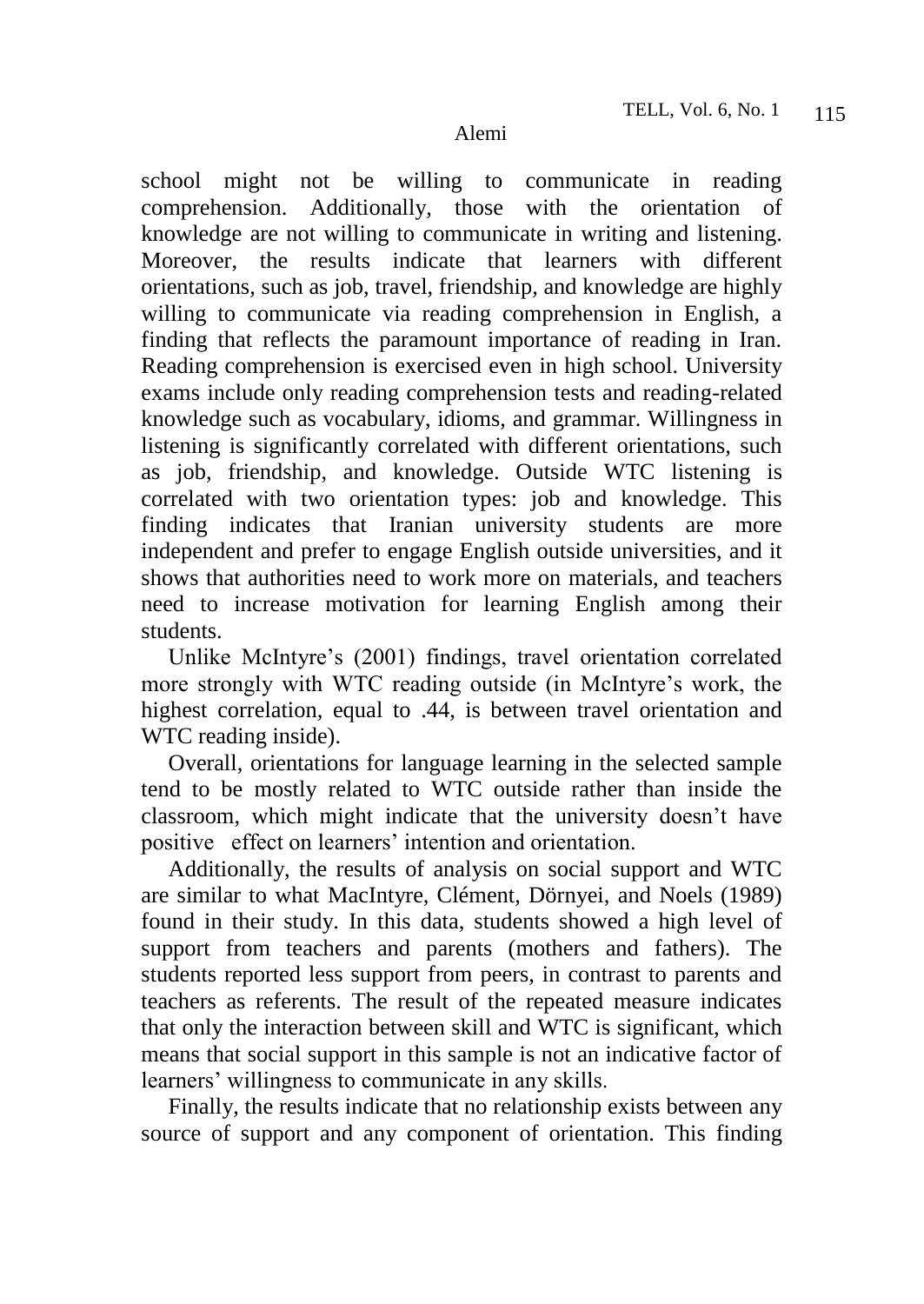school might not be willing to communicate in reading comprehension. Additionally, those with the orientation of knowledge are not willing to communicate in writing and listening. Moreover, the results indicate that learners with different orientations, such as job, travel, friendship, and knowledge are highly willing to communicate via reading comprehension in English, a finding that reflects the paramount importance of reading in Iran. Reading comprehension is exercised even in high school. University exams include only reading comprehension tests and reading-related knowledge such as vocabulary, idioms, and grammar. Willingness in listening is significantly correlated with different orientations, such as job, friendship, and knowledge. Outside WTC listening is correlated with two orientation types: job and knowledge. This finding indicates that Iranian university students are more independent and prefer to engage English outside universities, and it shows that authorities need to work more on materials, and teachers need to increase motivation for learning English among their students.

Unlike McIntyre's (2001) findings, travel orientation correlated more strongly with WTC reading outside (in McIntyre's work, the highest correlation, equal to .44, is between travel orientation and WTC reading inside).

Overall, orientations for language learning in the selected sample tend to be mostly related to WTC outside rather than inside the classroom, which might indicate that the university doesn't have positive effect on learners' intention and orientation.

Additionally, the results of analysis on social support and WTC are similar to what MacIntyre, Clément, Dörnyei, and Noels (1989) found in their study. In this data, students showed a high level of support from teachers and parents (mothers and fathers). The students reported less support from peers, in contrast to parents and teachers as referents. The result of the repeated measure indicates that only the interaction between skill and WTC is significant, which means that social support in this sample is not an indicative factor of learners' willingness to communicate in any skills.

Finally, the results indicate that no relationship exists between any source of support and any component of orientation. This finding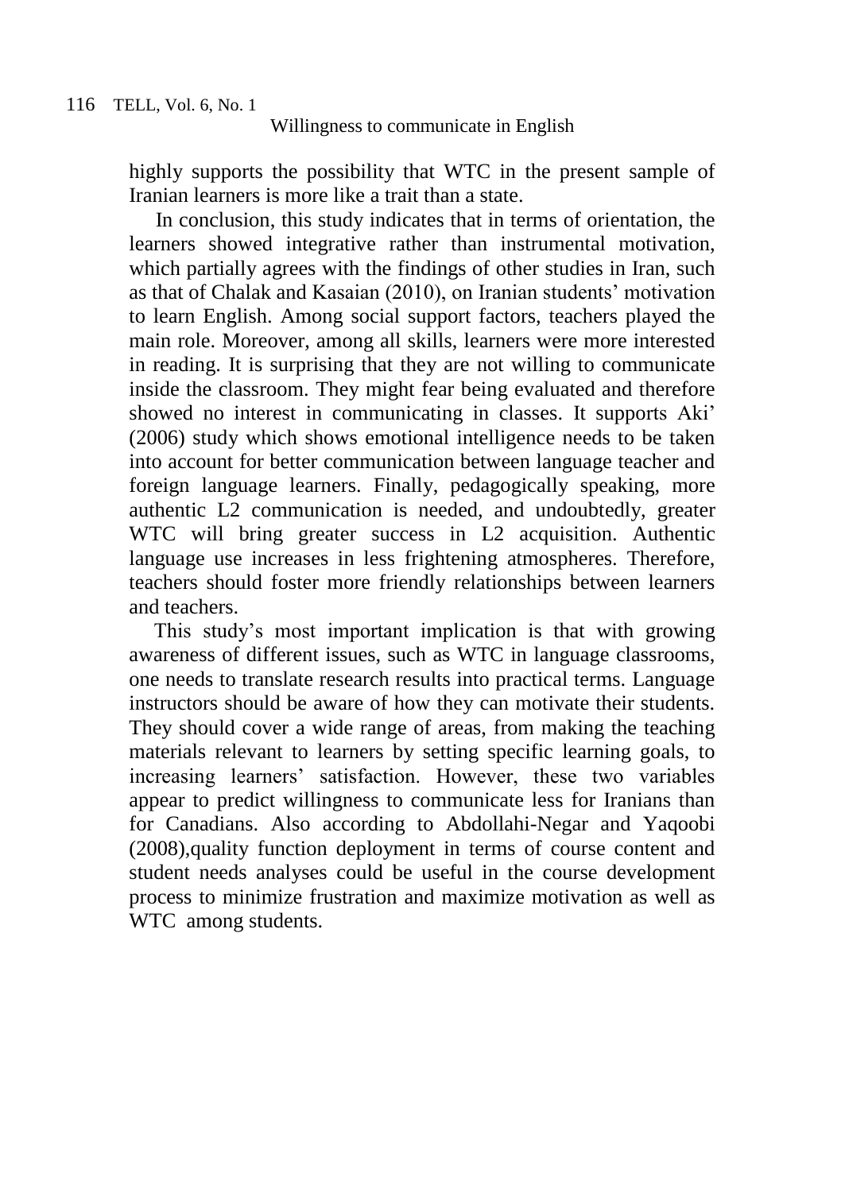highly supports the possibility that WTC in the present sample of Iranian learners is more like a trait than a state.

In conclusion, this study indicates that in terms of orientation, the learners showed integrative rather than instrumental motivation, which partially agrees with the findings of other studies in Iran, such as that of Chalak and Kasaian (2010), on Iranian students' motivation to learn English. Among social support factors, teachers played the main role. Moreover, among all skills, learners were more interested in reading. It is surprising that they are not willing to communicate inside the classroom. They might fear being evaluated and therefore showed no interest in communicating in classes. It supports Aki' (2006) study which shows emotional intelligence needs to be taken into account for better communication between language teacher and foreign language learners. Finally, pedagogically speaking, more authentic L2 communication is needed, and undoubtedly, greater WTC will bring greater success in L2 acquisition. Authentic language use increases in less frightening atmospheres. Therefore, teachers should foster more friendly relationships between learners and teachers.

This study's most important implication is that with growing awareness of different issues, such as WTC in language classrooms, one needs to translate research results into practical terms. Language instructors should be aware of how they can motivate their students. They should cover a wide range of areas, from making the teaching materials relevant to learners by setting specific learning goals, to increasing learners' satisfaction. However, these two variables appear to predict willingness to communicate less for Iranians than for Canadians. Also according to Abdollahi-Negar and Yaqoobi (2008),quality function deployment in terms of course content and student needs analyses could be useful in the course development process to minimize frustration and maximize motivation as well as WTC among students.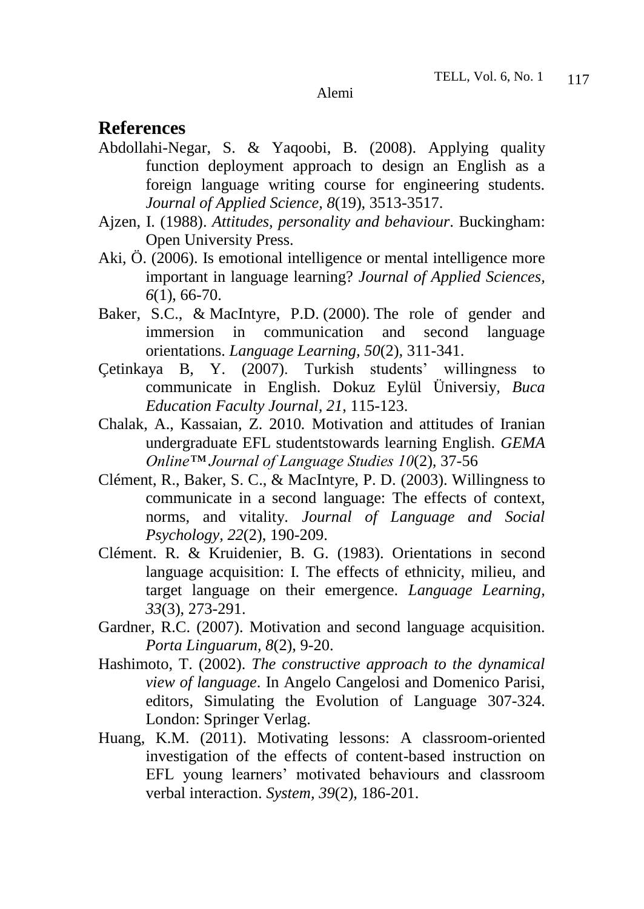## References

Abdollahi-Negar, S. & Yaqoobi, B. (2008). Applying quality function deployment approach to design an English as a foreign language writing course for engineering students. *Journal of Applied Science, 8*(19), 3513-3517.

Ajzen, I. (1988). *Attitudes, personality and behaviour*. Buckingham: Open University Press.

Aki, Ö. (2006). Is emotional intelligence or mental intelligence more important in language learning? *Journal of Applied Sciences, 6*(1), 66-70.

Baker, S.C., & MacIntyre, P.D. (2000). The role of gender and immersion in communication and second language orientations. *Language Learning, 50*(2), 311-341.

Çetinkaya B, Y. (2007). Turkish students' willingness to communicate in English. Dokuz Eylül Üniversiy, *Buca Education Faculty Journal, 21*, 115-123.

Chalak, A., Kassaian, Z. 2010. Motivation and attitudes of Iranian undergraduate EFL studentstowards learning English. *GEMA Online™ Journal of Language Studies 10*(2), 37-56

Clément, R., Baker, S. C., & MacIntyre, P. D. (2003). Willingness to communicate in a second language: The effects of context, norms, and vitality. *Journal of Language and Social Psychology, 22*(2), 190-209.

Clément. R. & Kruidenier, B. G. (1983). Orientations in second language acquisition: I. The effects of ethnicity, milieu, and target language on their emergence. *Language Learning, 33*(3), 273-291.

Gardner, R.C. (2007). Motivation and second language acquisition. *Porta Linguarum, 8*(2), 9-20.

Hashimoto, T. (2002). *The constructive approach to the dynamical view of language*. In Angelo Cangelosi and Domenico Parisi, editors, Simulating the Evolution of Language 307-324. London: Springer Verlag.

Huang, K.M. (2011). Motivating lessons: A classroom-oriented investigation of the effects of content-based instruction on EFL young learners' motivated behaviours and classroom verbal interaction. *System, 39*(2), 186-201.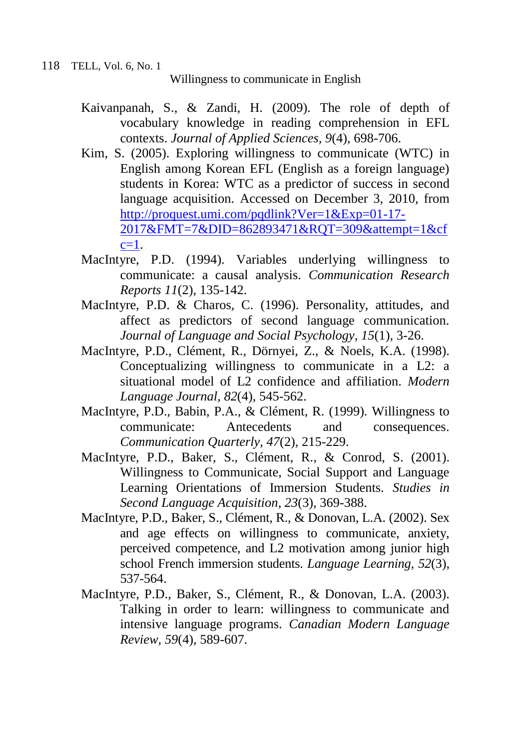Kaivanpanah, S., & Zandi, H. (2009). The role of depth of vocabulary knowledge in reading comprehension in EFL contexts. *Journal of Applied Sciences, 9*(4), 698-706.

Kim, S. (2005). Exploring willingness to communicate (WTC) in English among Korean EFL (English as a foreign language) students in Korea: WTC as a predictor of success in second language acquisition. Accessed on December 3, 2010, from [http://proquest.umi.com/pqdlink?Ver=1&Exp=01-17-2017&FMT=7&DID=862893471&RQT=309&attempt=1&cfc=1](http://proquest.umi.com/pqdlink?Ver=1&Exp=01-17-2017&FMT=7&DID=862893471&RQT=309&attempt=1&cfc=1).

MacIntyre, P.D. (1994). Variables underlying willingness to communicate: a causal analysis. *Communication Research Reports 11*(2), 135-142.

MacIntyre, P.D. & Charos, C. (1996). Personality, attitudes, and affect as predictors of second language communication. *Journal of Language and Social Psychology, 15*(1), 3-26.

MacIntyre, P.D., Clément, R., Dörnyei, Z., & Noels, K.A. (1998). Conceptualizing willingness to communicate in a L2: a situational model of L2 confidence and affiliation. *Modern Language Journal, 82*(4), 545-562.

MacIntyre, P.D., Babin, P.A., & Clément, R. (1999). Willingness to communicate: Antecedents and consequences. *Communication Quarterly, 47*(2), 215-229.

MacIntyre, P.D., Baker, S., Clément, R., & Conrod, S. (2001). Willingness to Communicate, Social Support and Language Learning Orientations of Immersion Students. *Studies in Second Language Acquisition, 23*(3), 369-388.

MacIntyre, P.D., Baker, S., Clément, R., & Donovan, L.A. (2002). Sex and age effects on willingness to communicate, anxiety, perceived competence, and L2 motivation among junior high school French immersion students. *Language Learning, 52*(3), 537-564.

MacIntyre, P.D., Baker, S., Clément, R., & Donovan, L.A. (2003). Talking in order to learn: willingness to communicate and intensive language programs. *Canadian Modern Language Review, 59*(4), 589-607.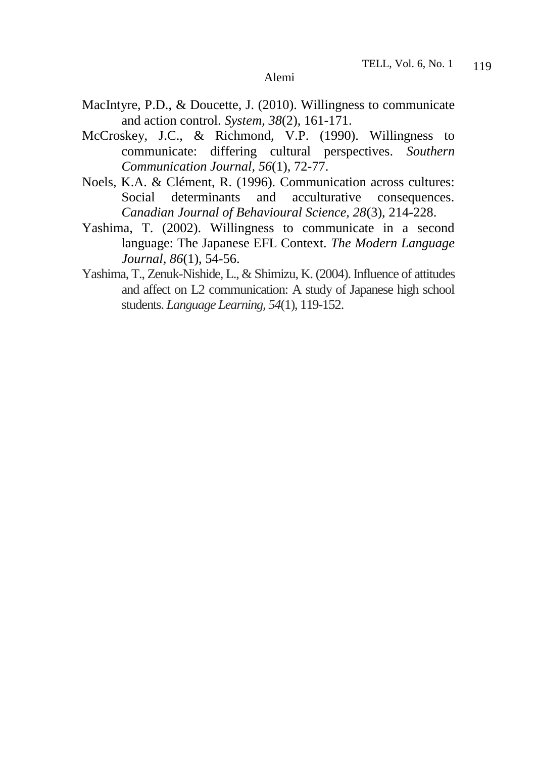MacIntyre, P.D., & Doucette, J. (2010). Willingness to communicate and action control. *System, 38*(2), 161-171.

McCroskey, J.C., & Richmond, V.P. (1990). Willingness to communicate: differing cultural perspectives. *Southern Communication Journal*, *56*(1), 72-77.

Noels, K.A. & Clément, R. (1996). Communication across cultures: Social determinants and acculturative consequences. *Canadian Journal of Behavioural Science, 28*(3), 214-228.

Yashima, T. (2002). Willingness to communicate in a second language: The Japanese EFL Context. *The Modern Language Journal*, *86*(1), 54-56.

Yashima, T., Zenuk-Nishide, L., & Shimizu, K. (2004). Influence of attitudes and affect on L2 communication: A study of Japanese high school students. *Language Learning*, *54*(1), 119-152.